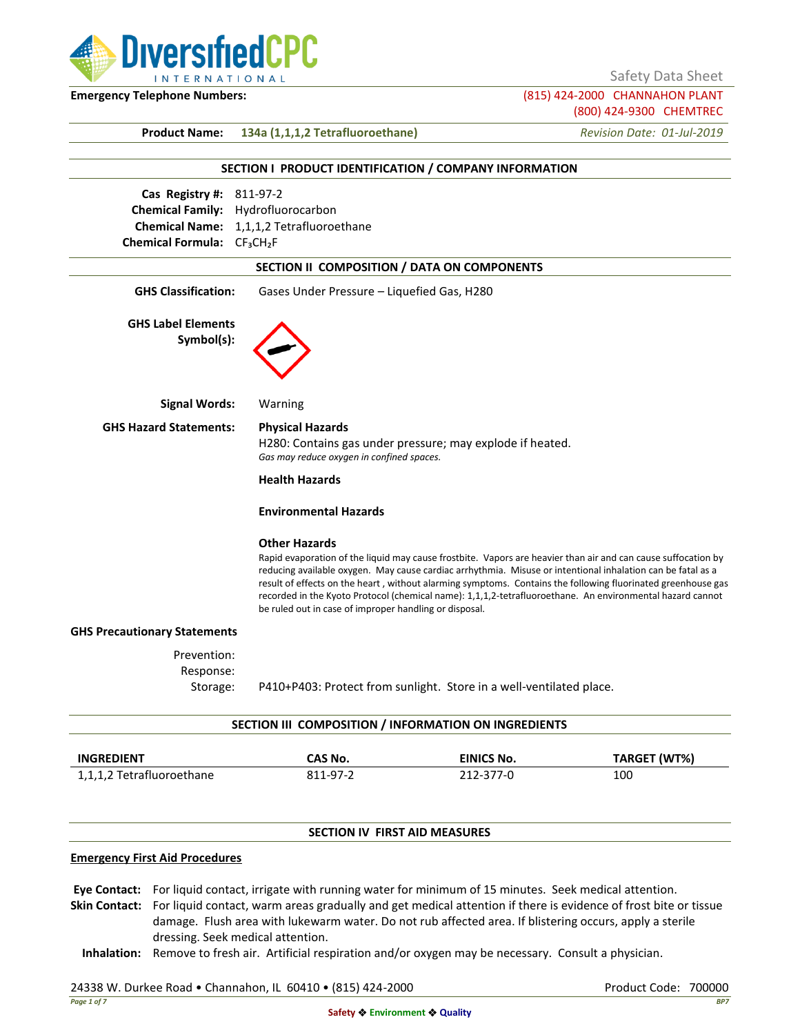**DiversifiedCPC INTERNATIONAL** — Safety Data Sheet

**Emergency Telephone Numbers:**
(815) 424-2000 CHANNAHON PLANT
(800) 424-9300 CHEMTREC

**Product Name:** **134a (1,1,1,2 Tetrafluoroethane)** *Revision Date: 01-Jul-2019*

## SECTION I PRODUCT IDENTIFICATION / COMPANY INFORMATION

**Cas Registry #:** 811-97-2
**Chemical Family:** Hydrofluorocarbon
**Chemical Name:** 1,1,1,2 Tetrafluoroethane
**Chemical Formula:** $CF_3CH_2F$

## SECTION II COMPOSITION / DATA ON COMPONENTS

**GHS Classification:** Gases Under Pressure – Liquefied Gas, H280

**GHS Label Elements Symbol(s):**

**Signal Words:** Warning

**GHS Hazard Statements:**

**Physical Hazards**
H280: Contains gas under pressure; may explode if heated.
*Gas may reduce oxygen in confined spaces.*

**Health Hazards**

**Environmental Hazards**

**Other Hazards**
Rapid evaporation of the liquid may cause frostbite. Vapors are heavier than air and can cause suffocation by reducing available oxygen. May cause cardiac arrhythmia. Misuse or intentional inhalation can be fatal as a result of effects on the heart , without alarming symptoms. Contains the following fluorinated greenhouse gas recorded in the Kyoto Protocol (chemical name): 1,1,1,2-tetrafluoroethane. An environmental hazard cannot be ruled out in case of improper handling or disposal.

**GHS Precautionary Statements**

Prevention:
Response:
Storage: P410+P403: Protect from sunlight. Store in a well-ventilated place.

## SECTION III COMPOSITION / INFORMATION ON INGREDIENTS

| INGREDIENT | CAS No. | EINICS No. | TARGET (WT%) |
|---|---|---|---|
| 1,1,1,2 Tetrafluoroethane | 811-97-2 | 212-377-0 | 100 |

## SECTION IV FIRST AID MEASURES

**Emergency First Aid Procedures**

**Eye Contact:** For liquid contact, irrigate with running water for minimum of 15 minutes. Seek medical attention.

**Skin Contact:** For liquid contact, warm areas gradually and get medical attention if there is evidence of frost bite or tissue damage. Flush area with lukewarm water. Do not rub affected area. If blistering occurs, apply a sterile dressing. Seek medical attention.

**Inhalation:** Remove to fresh air. Artificial respiration and/or oxygen may be necessary. Consult a physician.

24338 W. Durkee Road • Channahon, IL 60410 • (815) 424-2000 Product Code: 700000

**Safety ❖ Environment ❖ Quality**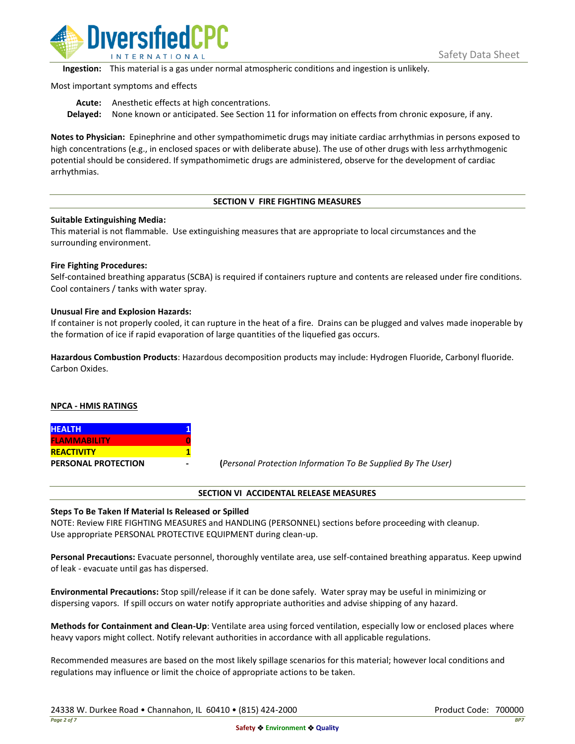**Ingestion:** This material is a gas under normal atmospheric conditions and ingestion is unlikely.

Most important symptoms and effects

**Acute:** Anesthetic effects at high concentrations.
**Delayed:** None known or anticipated. See Section 11 for information on effects from chronic exposure, if any.

**Notes to Physician:** Epinephrine and other sympathomimetic drugs may initiate cardiac arrhythmias in persons exposed to high concentrations (e.g., in enclosed spaces or with deliberate abuse). The use of other drugs with less arrhythmogenic potential should be considered. If sympathomimetic drugs are administered, observe for the development of cardiac arrhythmias.

## SECTION V FIRE FIGHTING MEASURES

**Suitable Extinguishing Media:**
This material is not flammable. Use extinguishing measures that are appropriate to local circumstances and the surrounding environment.

**Fire Fighting Procedures:**
Self-contained breathing apparatus (SCBA) is required if containers rupture and contents are released under fire conditions. Cool containers / tanks with water spray.

**Unusual Fire and Explosion Hazards:**
If container is not properly cooled, it can rupture in the heat of a fire. Drains can be plugged and valves made inoperable by the formation of ice if rapid evaporation of large quantities of the liquefied gas occurs.

**Hazardous Combustion Products**: Hazardous decomposition products may include: Hydrogen Fluoride, Carbonyl fluoride. Carbon Oxides.

**NPCA - HMIS RATINGS**

| | |
|---|---|
| **HEALTH** | 1 |
| **FLAMMABILITY** | 0 |
| **REACTIVITY** | 1 |
| **PERSONAL PROTECTION** | - |

(*Personal Protection Information To Be Supplied By The User)*

## SECTION VI ACCIDENTAL RELEASE MEASURES

**Steps To Be Taken If Material Is Released or Spilled**
NOTE: Review FIRE FIGHTING MEASURES and HANDLING (PERSONNEL) sections before proceeding with cleanup. Use appropriate PERSONAL PROTECTIVE EQUIPMENT during clean-up.

**Personal Precautions:** Evacuate personnel, thoroughly ventilate area, use self-contained breathing apparatus. Keep upwind of leak - evacuate until gas has dispersed.

**Environmental Precautions:** Stop spill/release if it can be done safely. Water spray may be useful in minimizing or dispersing vapors. If spill occurs on water notify appropriate authorities and advise shipping of any hazard.

**Methods for Containment and Clean-Up**: Ventilate area using forced ventilation, especially low or enclosed places where heavy vapors might collect. Notify relevant authorities in accordance with all applicable regulations.

Recommended measures are based on the most likely spillage scenarios for this material; however local conditions and regulations may influence or limit the choice of appropriate actions to be taken.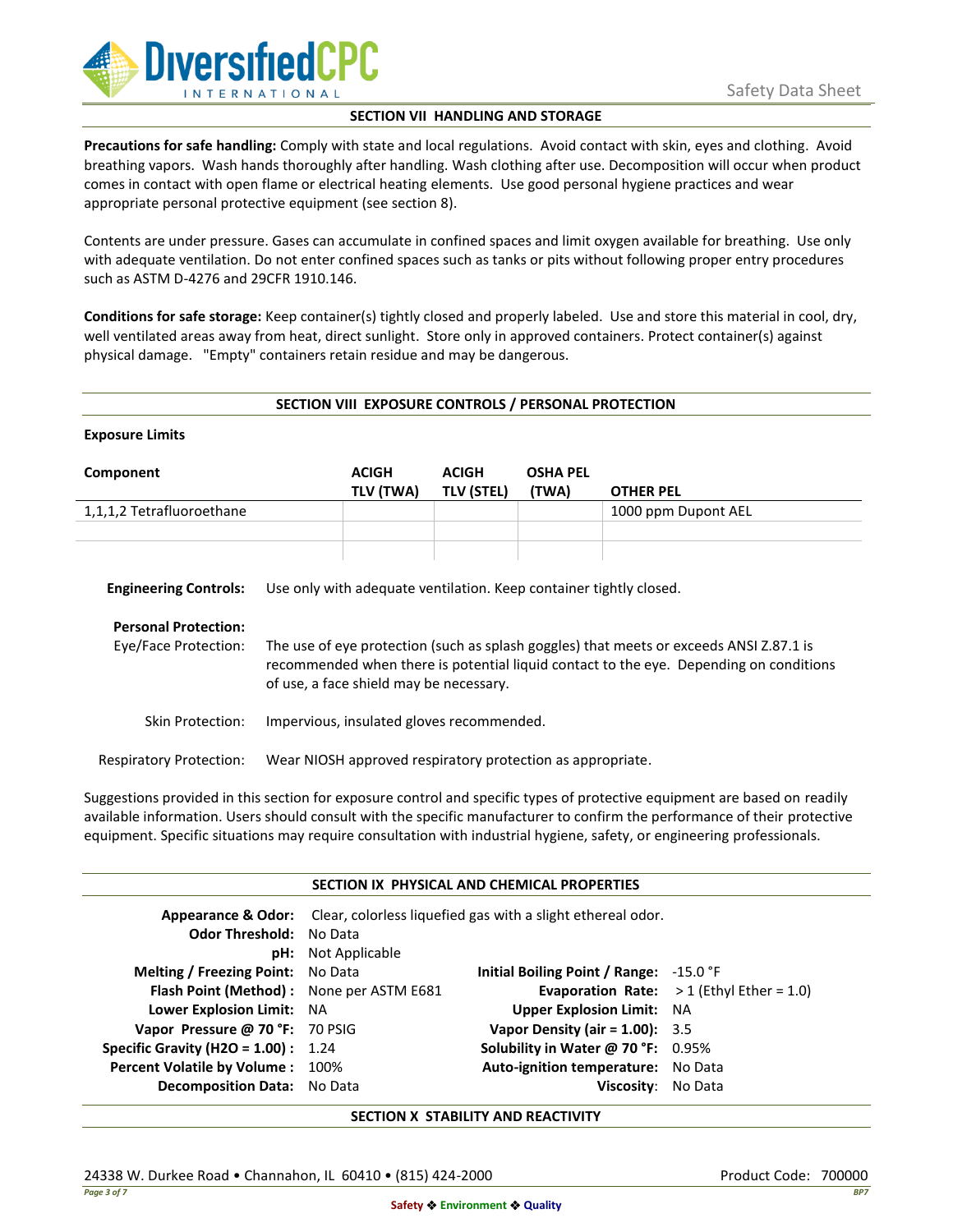## SECTION VII HANDLING AND STORAGE

**Precautions for safe handling:** Comply with state and local regulations. Avoid contact with skin, eyes and clothing. Avoid breathing vapors. Wash hands thoroughly after handling. Wash clothing after use. Decomposition will occur when product comes in contact with open flame or electrical heating elements. Use good personal hygiene practices and wear appropriate personal protective equipment (see section 8).

Contents are under pressure. Gases can accumulate in confined spaces and limit oxygen available for breathing. Use only with adequate ventilation. Do not enter confined spaces such as tanks or pits without following proper entry procedures such as ASTM D-4276 and 29CFR 1910.146.

**Conditions for safe storage:** Keep container(s) tightly closed and properly labeled. Use and store this material in cool, dry, well ventilated areas away from heat, direct sunlight. Store only in approved containers. Protect container(s) against physical damage. "Empty" containers retain residue and may be dangerous.

## SECTION VIII EXPOSURE CONTROLS / PERSONAL PROTECTION

**Exposure Limits**

| Component | ACIGH TLV (TWA) | ACIGH TLV (STEL) | OSHA PEL (TWA) | OTHER PEL |
|---|---|---|---|---|
| 1,1,1,2 Tetrafluoroethane | | | | 1000 ppm Dupont AEL |
| | | | | |
| | | | | |

**Engineering Controls:** Use only with adequate ventilation. Keep container tightly closed.

**Personal Protection:**

Eye/Face Protection: The use of eye protection (such as splash goggles) that meets or exceeds ANSI Z.87.1 is recommended when there is potential liquid contact to the eye. Depending on conditions of use, a face shield may be necessary.

Skin Protection: Impervious, insulated gloves recommended.

Respiratory Protection: Wear NIOSH approved respiratory protection as appropriate.

Suggestions provided in this section for exposure control and specific types of protective equipment are based on readily available information. Users should consult with the specific manufacturer to confirm the performance of their protective equipment. Specific situations may require consultation with industrial hygiene, safety, or engineering professionals.

## SECTION IX PHYSICAL AND CHEMICAL PROPERTIES

**Appearance & Odor:** Clear, colorless liquefied gas with a slight ethereal odor.

| | | | |
|---|---|---|---|
| **Odor Threshold:** | No Data | | |
| **pH:** | Not Applicable | | |
| **Melting / Freezing Point:** | No Data | **Initial Boiling Point / Range:** | -15.0 °F |
| **Flash Point (Method) :** | None per ASTM E681 | **Evaporation Rate:** | > 1 (Ethyl Ether = 1.0) |
| **Lower Explosion Limit:** | NA | **Upper Explosion Limit:** | NA |
| **Vapor Pressure @ 70 °F:** | 70 PSIG | **Vapor Density (air = 1.00):** | 3.5 |
| **Specific Gravity (H2O = 1.00) :** | 1.24 | **Solubility in Water @ 70 °F:** | 0.95% |
| **Percent Volatile by Volume :** | 100% | **Auto-ignition temperature:** | No Data |
| **Decomposition Data:** | No Data | **Viscosity:** | No Data |

## SECTION X STABILITY AND REACTIVITY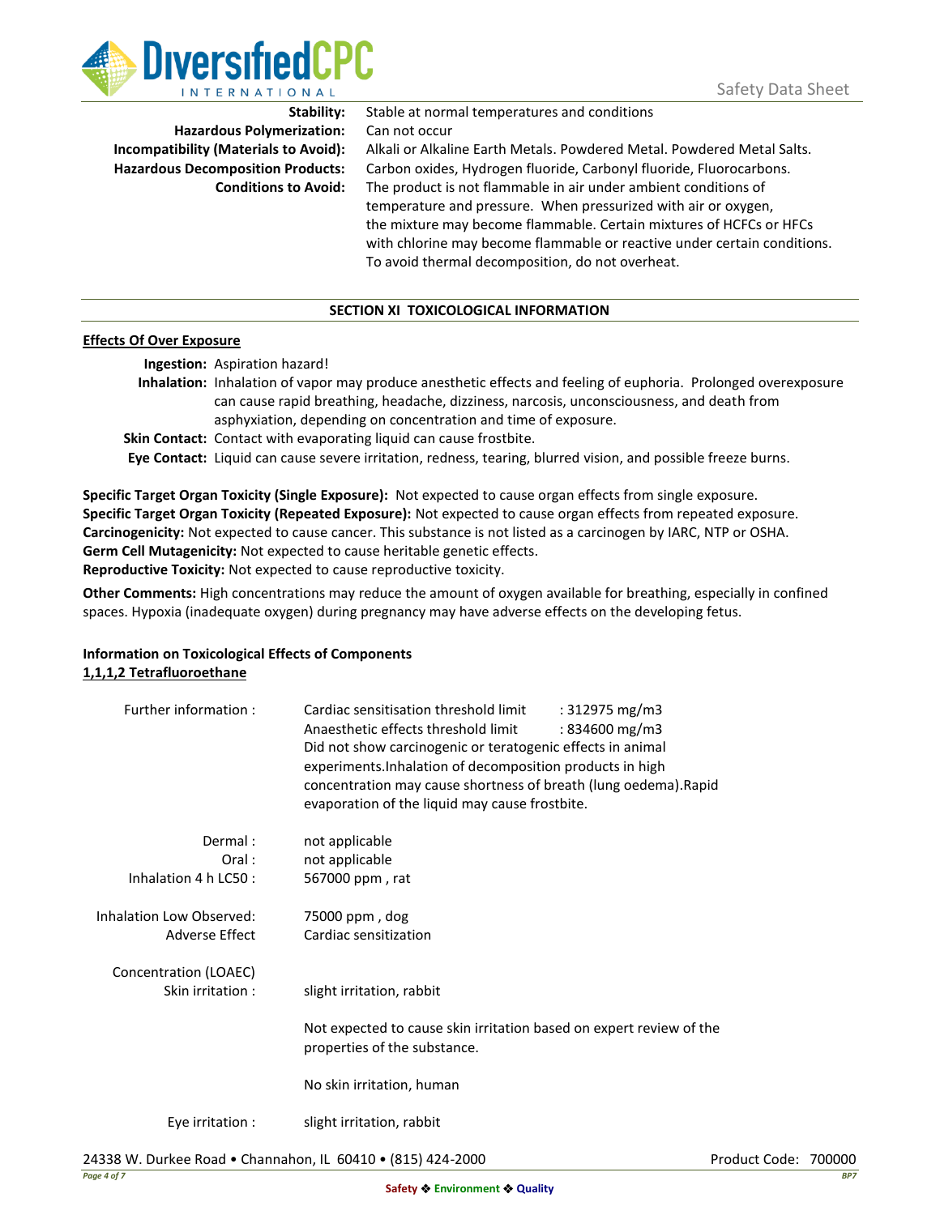| | |
|---|---|
| **Stability:** | Stable at normal temperatures and conditions |
| **Hazardous Polymerization:** | Can not occur |
| **Incompatibility (Materials to Avoid):** | Alkali or Alkaline Earth Metals. Powdered Metal. Powdered Metal Salts. |
| **Hazardous Decomposition Products:** | Carbon oxides, Hydrogen fluoride, Carbonyl fluoride, Fluorocarbons. |
| **Conditions to Avoid:** | The product is not flammable in air under ambient conditions of temperature and pressure. When pressurized with air or oxygen, the mixture may become flammable. Certain mixtures of HCFCs or HFCs with chlorine may become flammable or reactive under certain conditions. To avoid thermal decomposition, do not overheat. |

## SECTION XI TOXICOLOGICAL INFORMATION

**Effects Of Over Exposure**

**Ingestion:** Aspiration hazard!

**Inhalation:** Inhalation of vapor may produce anesthetic effects and feeling of euphoria. Prolonged overexposure can cause rapid breathing, headache, dizziness, narcosis, unconsciousness, and death from asphyxiation, depending on concentration and time of exposure.

**Skin Contact:** Contact with evaporating liquid can cause frostbite.

**Eye Contact:** Liquid can cause severe irritation, redness, tearing, blurred vision, and possible freeze burns.

**Specific Target Organ Toxicity (Single Exposure):** Not expected to cause organ effects from single exposure.
**Specific Target Organ Toxicity (Repeated Exposure):** Not expected to cause organ effects from repeated exposure.
**Carcinogenicity:** Not expected to cause cancer. This substance is not listed as a carcinogen by IARC, NTP or OSHA.
**Germ Cell Mutagenicity:** Not expected to cause heritable genetic effects.
**Reproductive Toxicity:** Not expected to cause reproductive toxicity.

**Other Comments:** High concentrations may reduce the amount of oxygen available for breathing, especially in confined spaces. Hypoxia (inadequate oxygen) during pregnancy may have adverse effects on the developing fetus.

**Information on Toxicological Effects of Components**
**1,1,1,2 Tetrafluoroethane**

Further information :
Cardiac sensitisation threshold limit : 312975 mg/m3
Anaesthetic effects threshold limit : 834600 mg/m3
Did not show carcinogenic or teratogenic effects in animal experiments.Inhalation of decomposition products in high concentration may cause shortness of breath (lung oedema).Rapid evaporation of the liquid may cause frostbite.

Dermal : not applicable
Oral : not applicable
Inhalation 4 h LC50 : 567000 ppm , rat

Inhalation Low Observed Adverse Effect Concentration (LOAEC) : 75000 ppm , dog
Cardiac sensitization

Skin irritation : slight irritation, rabbit

Not expected to cause skin irritation based on expert review of the properties of the substance.

No skin irritation, human

Eye irritation : slight irritation, rabbit

24338 W. Durkee Road • Channahon, IL 60410 • (815) 424-2000

Product Code: 700000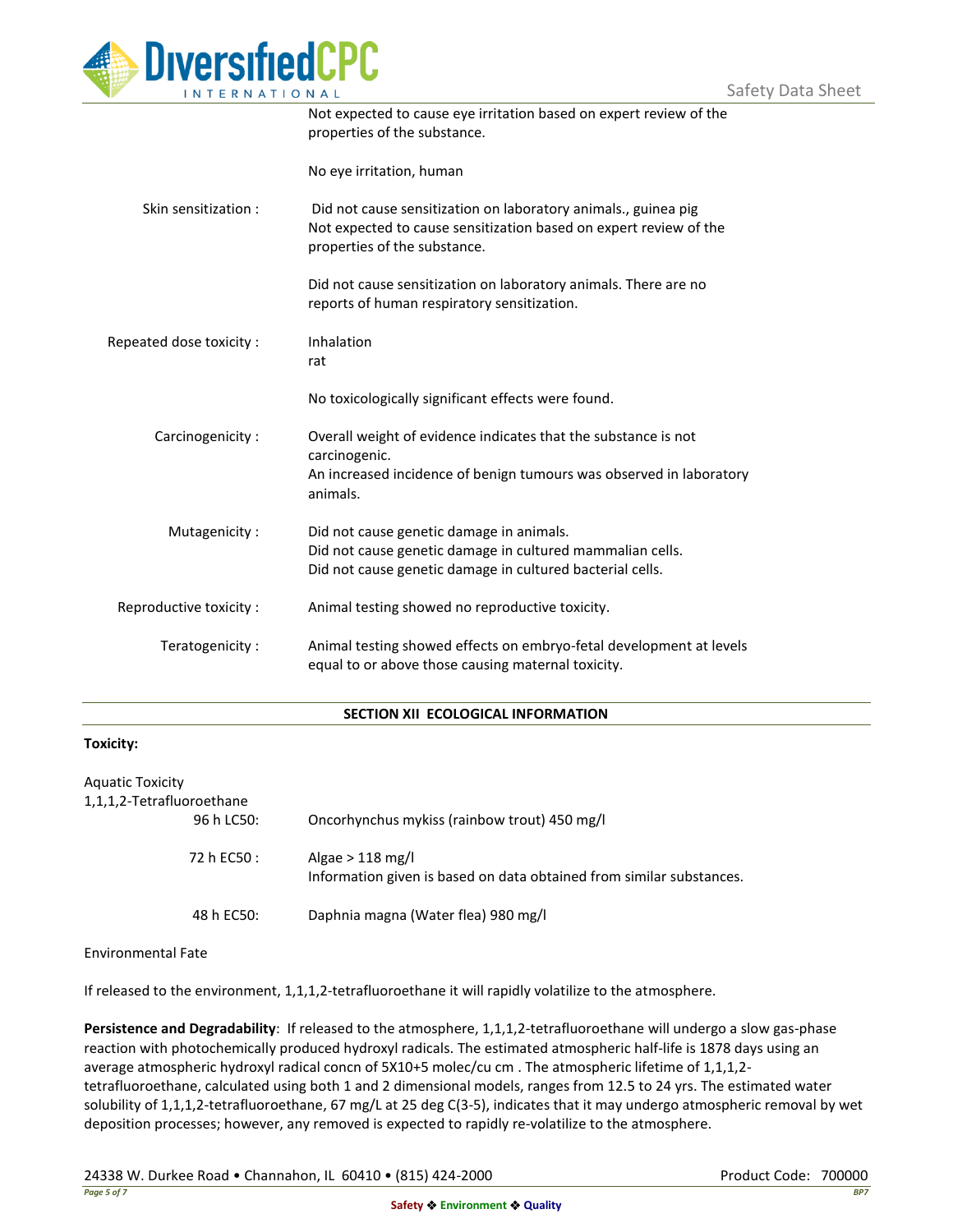Not expected to cause eye irritation based on expert review of the properties of the substance.

No eye irritation, human

| | |
|---|---|
| Skin sensitization : | Did not cause sensitization on laboratory animals., guinea pig<br>Not expected to cause sensitization based on expert review of the properties of the substance.<br><br>Did not cause sensitization on laboratory animals. There are no reports of human respiratory sensitization. |
| Repeated dose toxicity : | Inhalation<br>rat<br><br>No toxicologically significant effects were found. |
| Carcinogenicity : | Overall weight of evidence indicates that the substance is not carcinogenic.<br>An increased incidence of benign tumours was observed in laboratory animals. |
| Mutagenicity : | Did not cause genetic damage in animals.<br>Did not cause genetic damage in cultured mammalian cells.<br>Did not cause genetic damage in cultured bacterial cells. |
| Reproductive toxicity : | Animal testing showed no reproductive toxicity. |
| Teratogenicity : | Animal testing showed effects on embryo-fetal development at levels equal to or above those causing maternal toxicity. |

## SECTION XII ECOLOGICAL INFORMATION

**Toxicity:**

Aquatic Toxicity
1,1,1,2-Tetrafluoroethane

| | |
|---|---|
| 96 h LC50: | Oncorhynchus mykiss (rainbow trout) 450 mg/l |
| 72 h EC50 : | Algae > 118 mg/l<br>Information given is based on data obtained from similar substances. |
| 48 h EC50: | Daphnia magna (Water flea) 980 mg/l |

Environmental Fate

If released to the environment, 1,1,1,2-tetrafluoroethane it will rapidly volatilize to the atmosphere.

**Persistence and Degradability**: If released to the atmosphere, 1,1,1,2-tetrafluoroethane will undergo a slow gas-phase reaction with photochemically produced hydroxyl radicals. The estimated atmospheric half-life is 1878 days using an average atmospheric hydroxyl radical concn of 5X10+5 molec/cu cm . The atmospheric lifetime of 1,1,1,2-tetrafluoroethane, calculated using both 1 and 2 dimensional models, ranges from 12.5 to 24 yrs. The estimated water solubility of 1,1,1,2-tetrafluoroethane, 67 mg/L at 25 deg C(3-5), indicates that it may undergo atmospheric removal by wet deposition processes; however, any removed is expected to rapidly re-volatilize to the atmosphere.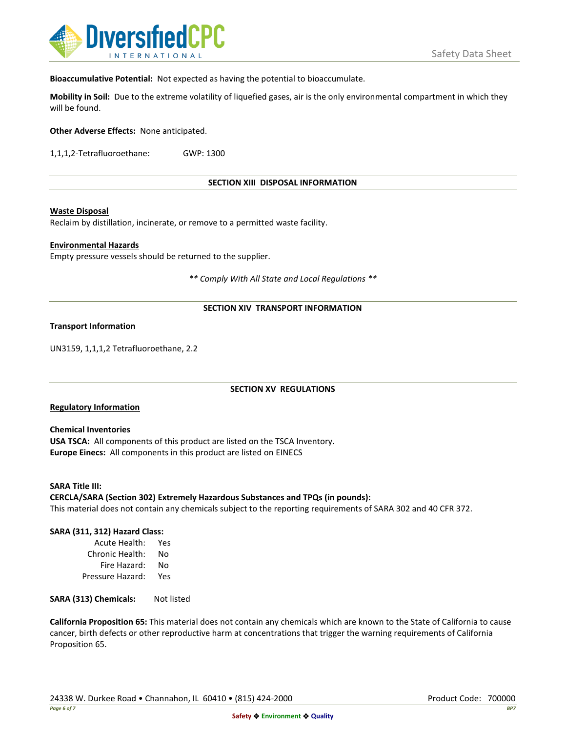**Bioaccumulative Potential:** Not expected as having the potential to bioaccumulate.

**Mobility in Soil:** Due to the extreme volatility of liquefied gases, air is the only environmental compartment in which they will be found.

**Other Adverse Effects:** None anticipated.

1,1,1,2-Tetrafluoroethane: GWP: 1300

## SECTION XIII DISPOSAL INFORMATION

**Waste Disposal**

Reclaim by distillation, incinerate, or remove to a permitted waste facility.

**Environmental Hazards**

Empty pressure vessels should be returned to the supplier.

*\*\* Comply With All State and Local Regulations \*\**

## SECTION XIV TRANSPORT INFORMATION

**Transport Information**

UN3159, 1,1,1,2 Tetrafluoroethane, 2.2

## SECTION XV REGULATIONS

**Regulatory Information**

**Chemical Inventories**

**USA TSCA:** All components of this product are listed on the TSCA Inventory.
**Europe Einecs:** All components in this product are listed on EINECS

**SARA Title III:**

**CERCLA/SARA (Section 302) Extremely Hazardous Substances and TPQs (in pounds):**

This material does not contain any chemicals subject to the reporting requirements of SARA 302 and 40 CFR 372.

**SARA (311, 312) Hazard Class:**

| | |
|---|---|
| Acute Health: | Yes |
| Chronic Health: | No |
| Fire Hazard: | No |
| Pressure Hazard: | Yes |

**SARA (313) Chemicals:** Not listed

**California Proposition 65:** This material does not contain any chemicals which are known to the State of California to cause cancer, birth defects or other reproductive harm at concentrations that trigger the warning requirements of California Proposition 65.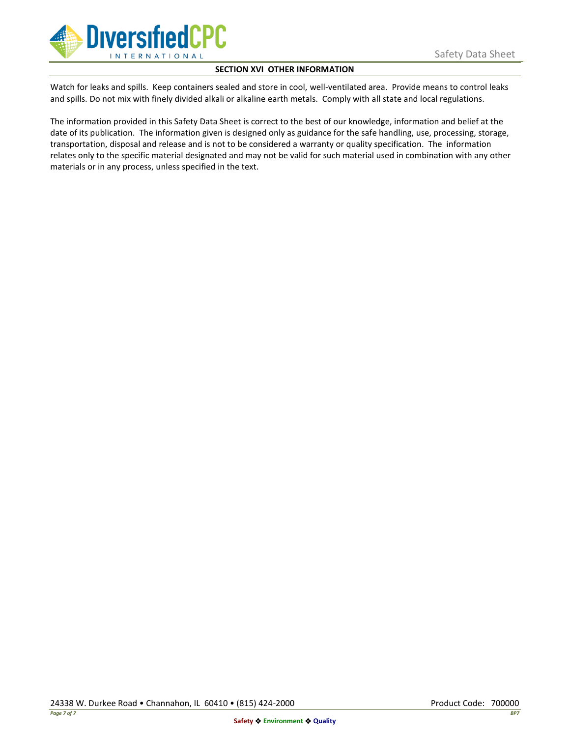## SECTION XVI OTHER INFORMATION

Watch for leaks and spills. Keep containers sealed and store in cool, well-ventilated area. Provide means to control leaks and spills. Do not mix with finely divided alkali or alkaline earth metals. Comply with all state and local regulations.

The information provided in this Safety Data Sheet is correct to the best of our knowledge, information and belief at the date of its publication. The information given is designed only as guidance for the safe handling, use, processing, storage, transportation, disposal and release and is not to be considered a warranty or quality specification. The information relates only to the specific material designated and may not be valid for such material used in combination with any other materials or in any process, unless specified in the text.